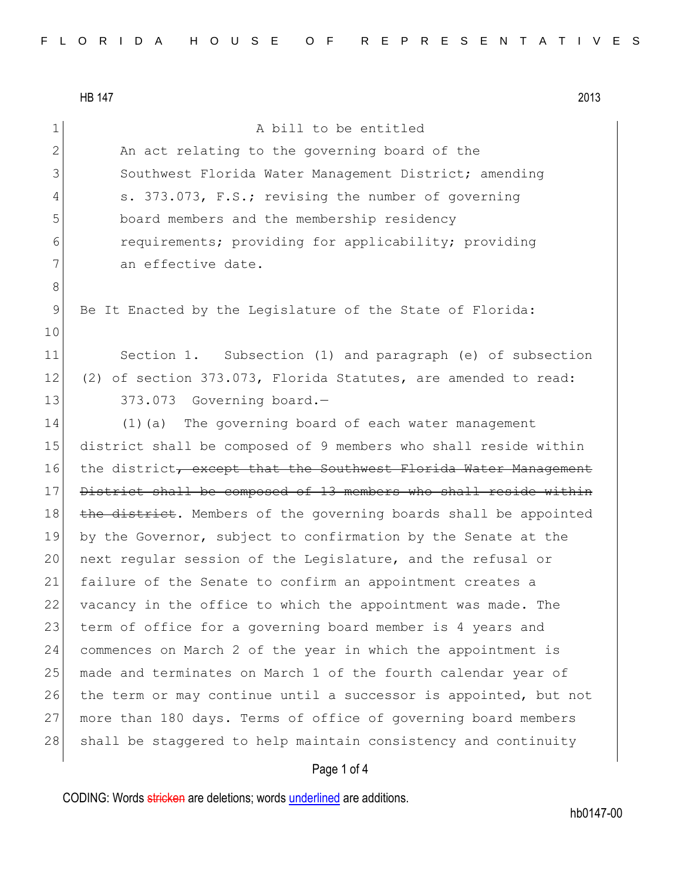HB 147 2013

A bill to be entitled

An act relating to the governing board of the Southwest Florida Water Management District; amending s. 373.073, F.S.; revising the number of governing board members and the membership residency requirements; providing for applicability; providing an effective date.

Be It Enacted by the Legislature of the State of Florida:

Section 1. Subsection (1) and paragraph (e) of subsection (2) of section 373.073, Florida Statutes, are amended to read:

373.073 Governing board.—

(1)(a) The governing board of each water management district shall be composed of 9 members who shall reside within the district~~, except that the Southwest Florida Water Management District shall be composed of 13 members who shall reside within the district~~. Members of the governing boards shall be appointed by the Governor, subject to confirmation by the Senate at the next regular session of the Legislature, and the refusal or failure of the Senate to confirm an appointment creates a vacancy in the office to which the appointment was made. The term of office for a governing board member is 4 years and commences on March 2 of the year in which the appointment is made and terminates on March 1 of the fourth calendar year of the term or may continue until a successor is appointed, but not more than 180 days. Terms of office of governing board members shall be staggered to help maintain consistency and continuity

CODING: Words ~~stricken~~ are deletions; words underlined are additions.

hb0147-00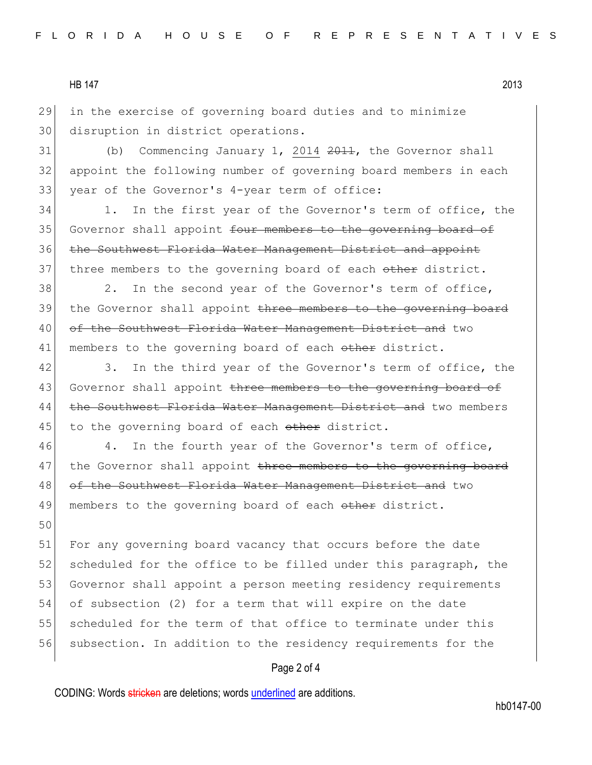in the exercise of governing board duties and to minimize disruption in district operations.

(b) Commencing January 1, <u>2014</u> ~~2011~~, the Governor shall appoint the following number of governing board members in each year of the Governor's 4-year term of office:

1. In the first year of the Governor's term of office, the Governor shall appoint ~~four members to the governing board of the Southwest Florida Water Management District and appoint~~ three members to the governing board of each ~~other~~ district.

2. In the second year of the Governor's term of office, the Governor shall appoint ~~three members to the governing board of the Southwest Florida Water Management District and~~ two members to the governing board of each ~~other~~ district.

3. In the third year of the Governor's term of office, the Governor shall appoint ~~three members to the governing board of the Southwest Florida Water Management District and~~ two members to the governing board of each ~~other~~ district.

4. In the fourth year of the Governor's term of office, the Governor shall appoint ~~three members to the governing board of the Southwest Florida Water Management District and~~ two members to the governing board of each ~~other~~ district.

For any governing board vacancy that occurs before the date scheduled for the office to be filled under this paragraph, the Governor shall appoint a person meeting residency requirements of subsection (2) for a term that will expire on the date scheduled for the term of that office to terminate under this subsection. In addition to the residency requirements for the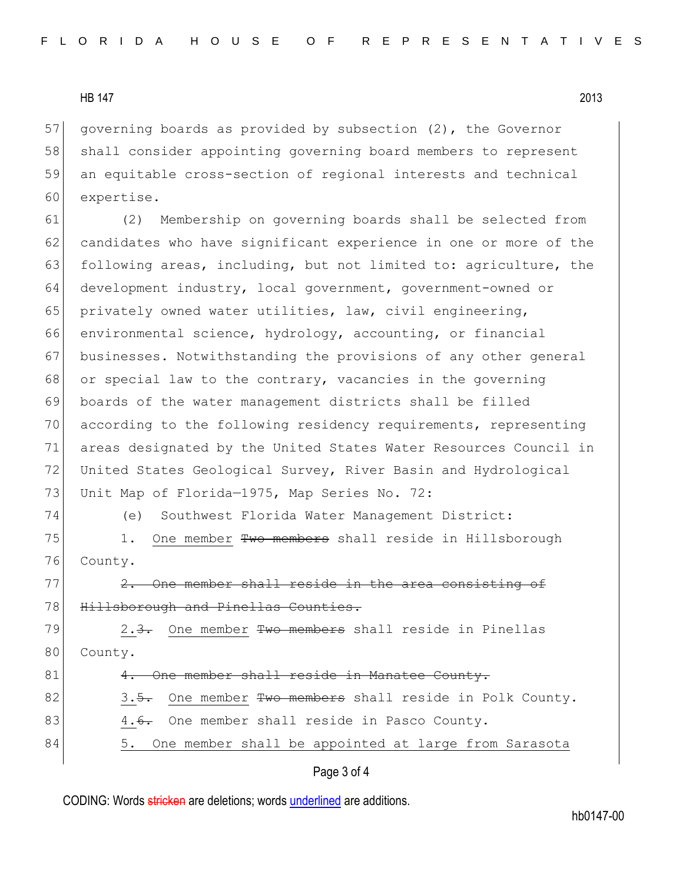governing boards as provided by subsection (2), the Governor shall consider appointing governing board members to represent an equitable cross-section of regional interests and technical expertise.

(2) Membership on governing boards shall be selected from candidates who have significant experience in one or more of the following areas, including, but not limited to: agriculture, the development industry, local government, government-owned or privately owned water utilities, law, civil engineering, environmental science, hydrology, accounting, or financial businesses. Notwithstanding the provisions of any other general or special law to the contrary, vacancies in the governing boards of the water management districts shall be filled according to the following residency requirements, representing areas designated by the United States Water Resources Council in United States Geological Survey, River Basin and Hydrological Unit Map of Florida—1975, Map Series No. 72:

(e) Southwest Florida Water Management District:

1. <u>One member</u> ~~Two members~~ shall reside in Hillsborough County.

~~2. One member shall reside in the area consisting of Hillsborough and Pinellas Counties.~~

<u>2.</u>~~3.~~ <u>One member</u> ~~Two members~~ shall reside in Pinellas County.

~~4. One member shall reside in Manatee County.~~

<u>3.</u>~~5.~~ <u>One member</u> ~~Two members~~ shall reside in Polk County.

<u>4.</u>~~6.~~ One member shall reside in Pasco County.

<u>5. One member shall be appointed at large from Sarasota</u>

CODING: Words ~~stricken~~ are deletions; words <u>underlined</u> are additions.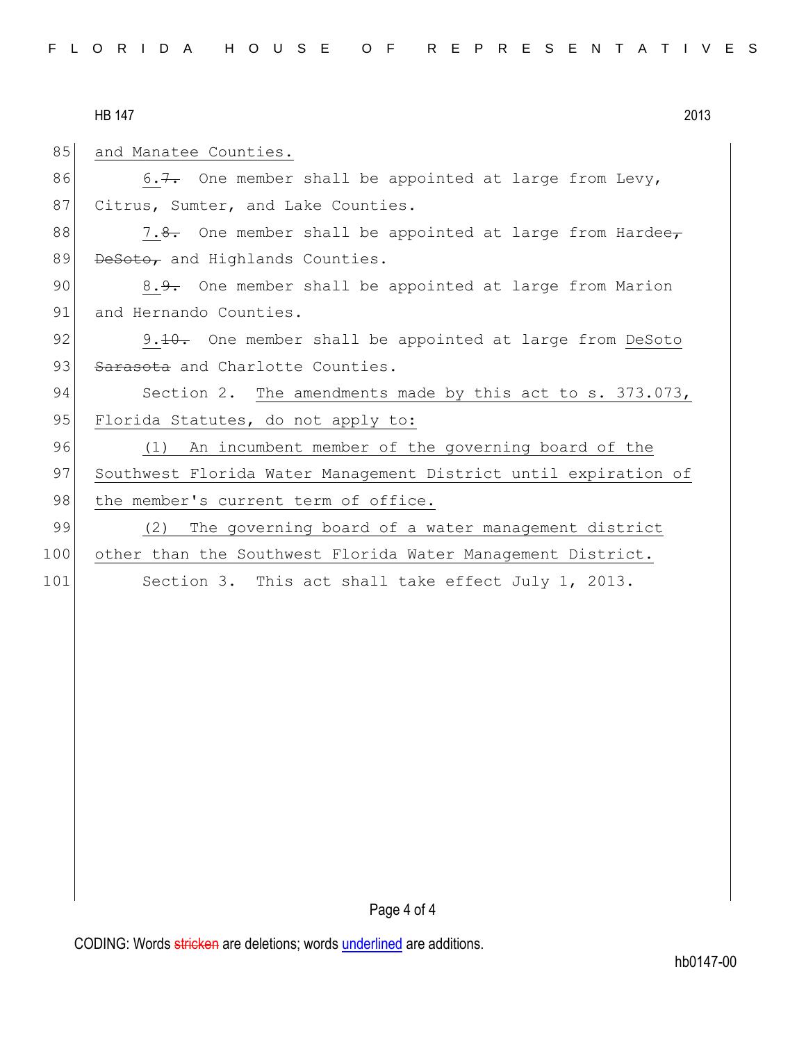and Manatee Counties.

6.~~7.~~ One member shall be appointed at large from Levy, Citrus, Sumter, and Lake Counties.

7.~~8.~~ One member shall be appointed at large from Hardee~~, DeSoto,~~ and Highlands Counties.

8.~~9.~~ One member shall be appointed at large from Marion and Hernando Counties.

9.~~10.~~ One member shall be appointed at large from DeSoto ~~Sarasota~~ and Charlotte Counties.

Section 2. The amendments made by this act to s. 373.073, Florida Statutes, do not apply to:

(1) An incumbent member of the governing board of the Southwest Florida Water Management District until expiration of the member's current term of office.

(2) The governing board of a water management district other than the Southwest Florida Water Management District.

Section 3. This act shall take effect July 1, 2013.

CODING: Words ~~stricken~~ are deletions; words underlined are additions.